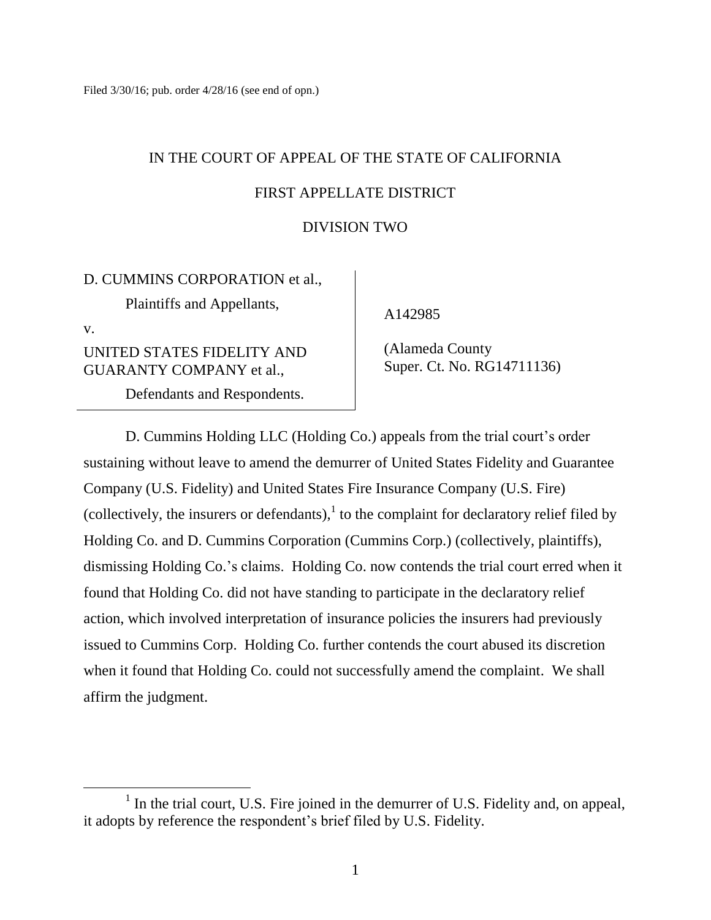Filed 3/30/16; pub. order 4/28/16 (see end of opn.)

IN THE COURT OF APPEAL OF THE STATE OF CALIFORNIA

FIRST APPELLATE DISTRICT

DIVISION TWO

D. CUMMINS CORPORATION et al.,

Plaintiffs and Appellants,

v.

UNITED STATES FIDELITY AND GUARANTY COMPANY et al.,

Defendants and Respondents.

A142985

(Alameda County Super. Ct. No. RG14711136)

D. Cummins Holding LLC (Holding Co.) appeals from the trial court's order sustaining without leave to amend the demurrer of United States Fidelity and Guarantee Company (U.S. Fidelity) and United States Fire Insurance Company (U.S. Fire) (collectively, the insurers or defendants),[1] to the complaint for declaratory relief filed by Holding Co. and D. Cummins Corporation (Cummins Corp.) (collectively, plaintiffs), dismissing Holding Co.'s claims. Holding Co. now contends the trial court erred when it found that Holding Co. did not have standing to participate in the declaratory relief action, which involved interpretation of insurance policies the insurers had previously issued to Cummins Corp. Holding Co. further contends the court abused its discretion when it found that Holding Co. could not successfully amend the complaint. We shall affirm the judgment.

[1] In the trial court, U.S. Fire joined in the demurrer of U.S. Fidelity and, on appeal, it adopts by reference the respondent's brief filed by U.S. Fidelity.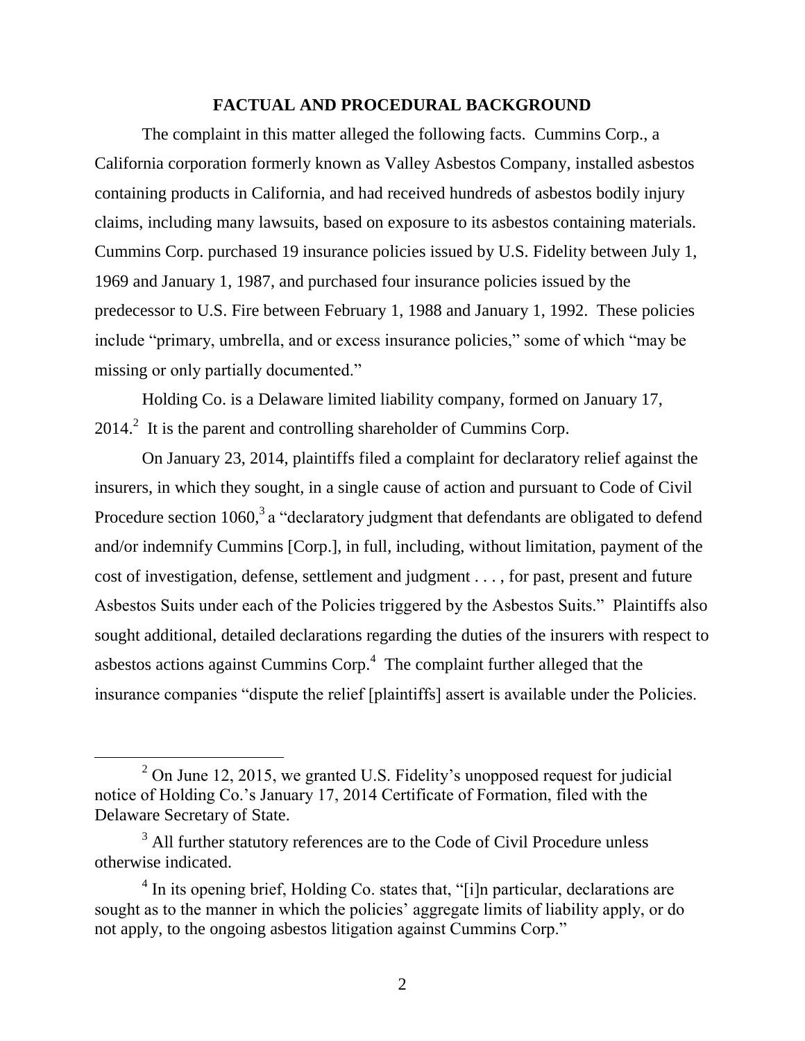## FACTUAL AND PROCEDURAL BACKGROUND

The complaint in this matter alleged the following facts. Cummins Corp., a California corporation formerly known as Valley Asbestos Company, installed asbestos containing products in California, and had received hundreds of asbestos bodily injury claims, including many lawsuits, based on exposure to its asbestos containing materials. Cummins Corp. purchased 19 insurance policies issued by U.S. Fidelity between July 1, 1969 and January 1, 1987, and purchased four insurance policies issued by the predecessor to U.S. Fire between February 1, 1988 and January 1, 1992. These policies include "primary, umbrella, and or excess insurance policies," some of which "may be missing or only partially documented."

Holding Co. is a Delaware limited liability company, formed on January 17, 2014.[2] It is the parent and controlling shareholder of Cummins Corp.

On January 23, 2014, plaintiffs filed a complaint for declaratory relief against the insurers, in which they sought, in a single cause of action and pursuant to Code of Civil Procedure section 1060,[3] a "declaratory judgment that defendants are obligated to defend and/or indemnify Cummins [Corp.], in full, including, without limitation, payment of the cost of investigation, defense, settlement and judgment . . . , for past, present and future Asbestos Suits under each of the Policies triggered by the Asbestos Suits." Plaintiffs also sought additional, detailed declarations regarding the duties of the insurers with respect to asbestos actions against Cummins Corp.[4] The complaint further alleged that the insurance companies "dispute the relief [plaintiffs] assert is available under the Policies.

---

[2] On June 12, 2015, we granted U.S. Fidelity's unopposed request for judicial notice of Holding Co.'s January 17, 2014 Certificate of Formation, filed with the Delaware Secretary of State.

[3] All further statutory references are to the Code of Civil Procedure unless otherwise indicated.

[4] In its opening brief, Holding Co. states that, "[i]n particular, declarations are sought as to the manner in which the policies' aggregate limits of liability apply, or do not apply, to the ongoing asbestos litigation against Cummins Corp."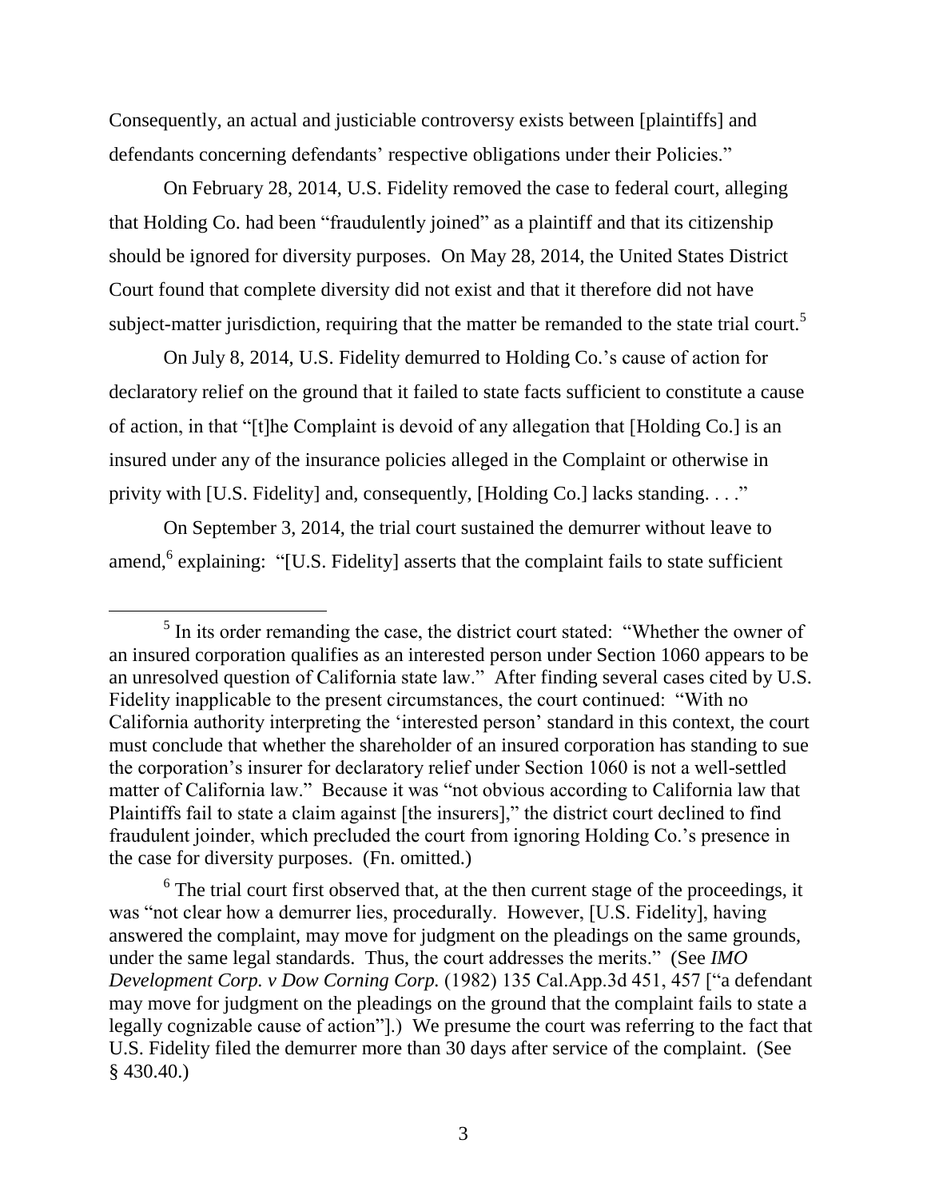Consequently, an actual and justiciable controversy exists between [plaintiffs] and defendants concerning defendants' respective obligations under their Policies."

On February 28, 2014, U.S. Fidelity removed the case to federal court, alleging that Holding Co. had been "fraudulently joined" as a plaintiff and that its citizenship should be ignored for diversity purposes. On May 28, 2014, the United States District Court found that complete diversity did not exist and that it therefore did not have subject-matter jurisdiction, requiring that the matter be remanded to the state trial court.[5]

On July 8, 2014, U.S. Fidelity demurred to Holding Co.'s cause of action for declaratory relief on the ground that it failed to state facts sufficient to constitute a cause of action, in that "[t]he Complaint is devoid of any allegation that [Holding Co.] is an insured under any of the insurance policies alleged in the Complaint or otherwise in privity with [U.S. Fidelity] and, consequently, [Holding Co.] lacks standing. . . ."

On September 3, 2014, the trial court sustained the demurrer without leave to amend,[6] explaining: "[U.S. Fidelity] asserts that the complaint fails to state sufficient

---

[5] In its order remanding the case, the district court stated: "Whether the owner of an insured corporation qualifies as an interested person under Section 1060 appears to be an unresolved question of California state law." After finding several cases cited by U.S. Fidelity inapplicable to the present circumstances, the court continued: "With no California authority interpreting the 'interested person' standard in this context, the court must conclude that whether the shareholder of an insured corporation has standing to sue the corporation's insurer for declaratory relief under Section 1060 is not a well-settled matter of California law." Because it was "not obvious according to California law that Plaintiffs fail to state a claim against [the insurers]," the district court declined to find fraudulent joinder, which precluded the court from ignoring Holding Co.'s presence in the case for diversity purposes. (Fn. omitted.)

[6] The trial court first observed that, at the then current stage of the proceedings, it was "not clear how a demurrer lies, procedurally. However, [U.S. Fidelity], having answered the complaint, may move for judgment on the pleadings on the same grounds, under the same legal standards. Thus, the court addresses the merits." (See *IMO Development Corp. v Dow Corning Corp.* (1982) 135 Cal.App.3d 451, 457 ["a defendant may move for judgment on the pleadings on the ground that the complaint fails to state a legally cognizable cause of action"].) We presume the court was referring to the fact that U.S. Fidelity filed the demurrer more than 30 days after service of the complaint. (See § 430.40.)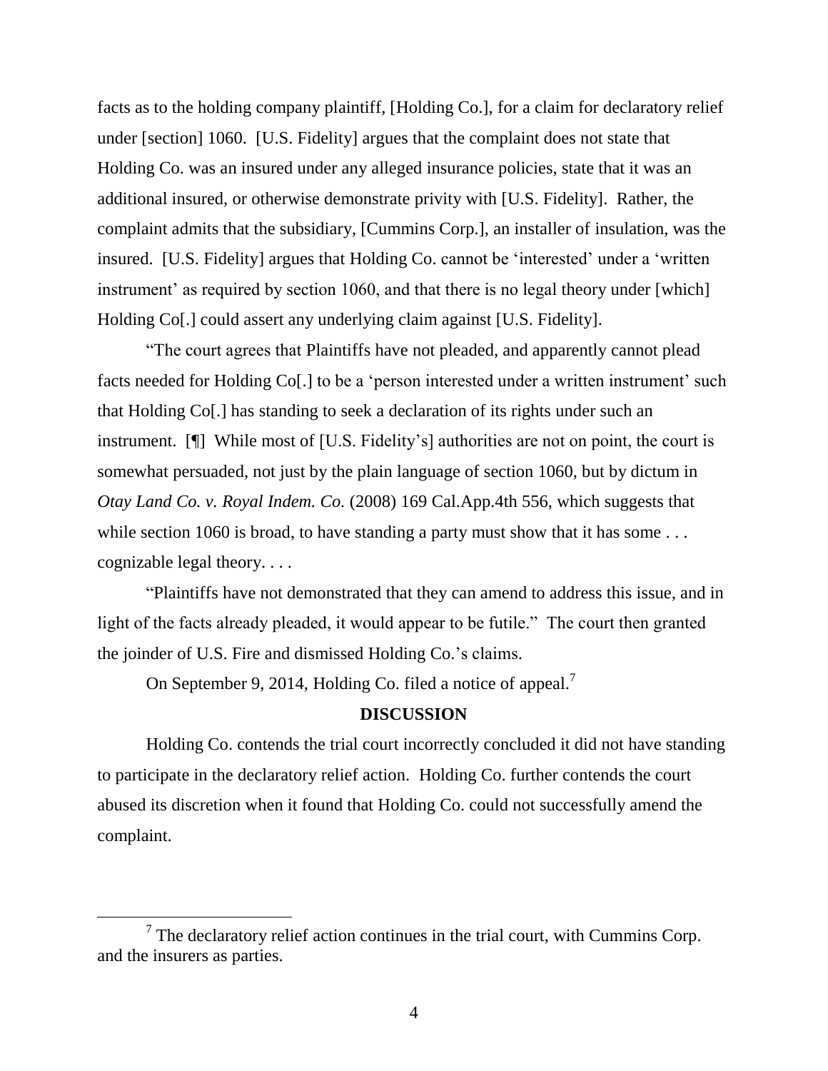facts as to the holding company plaintiff, [Holding Co.], for a claim for declaratory relief under [section] 1060. [U.S. Fidelity] argues that the complaint does not state that Holding Co. was an insured under any alleged insurance policies, state that it was an additional insured, or otherwise demonstrate privity with [U.S. Fidelity]. Rather, the complaint admits that the subsidiary, [Cummins Corp.], an installer of insulation, was the insured. [U.S. Fidelity] argues that Holding Co. cannot be 'interested' under a 'written instrument' as required by section 1060, and that there is no legal theory under [which] Holding Co[.] could assert any underlying claim against [U.S. Fidelity].

"The court agrees that Plaintiffs have not pleaded, and apparently cannot plead facts needed for Holding Co[.] to be a 'person interested under a written instrument' such that Holding Co[.] has standing to seek a declaration of its rights under such an instrument. [¶] While most of [U.S. Fidelity's] authorities are not on point, the court is somewhat persuaded, not just by the plain language of section 1060, but by dictum in *Otay Land Co. v. Royal Indem. Co.* (2008) 169 Cal.App.4th 556, which suggests that while section 1060 is broad, to have standing a party must show that it has some . . . cognizable legal theory. . . .

"Plaintiffs have not demonstrated that they can amend to address this issue, and in light of the facts already pleaded, it would appear to be futile." The court then granted the joinder of U.S. Fire and dismissed Holding Co.'s claims.

On September 9, 2014, Holding Co. filed a notice of appeal.[7]

## DISCUSSION

Holding Co. contends the trial court incorrectly concluded it did not have standing to participate in the declaratory relief action. Holding Co. further contends the court abused its discretion when it found that Holding Co. could not successfully amend the complaint.

---

[7] The declaratory relief action continues in the trial court, with Cummins Corp. and the insurers as parties.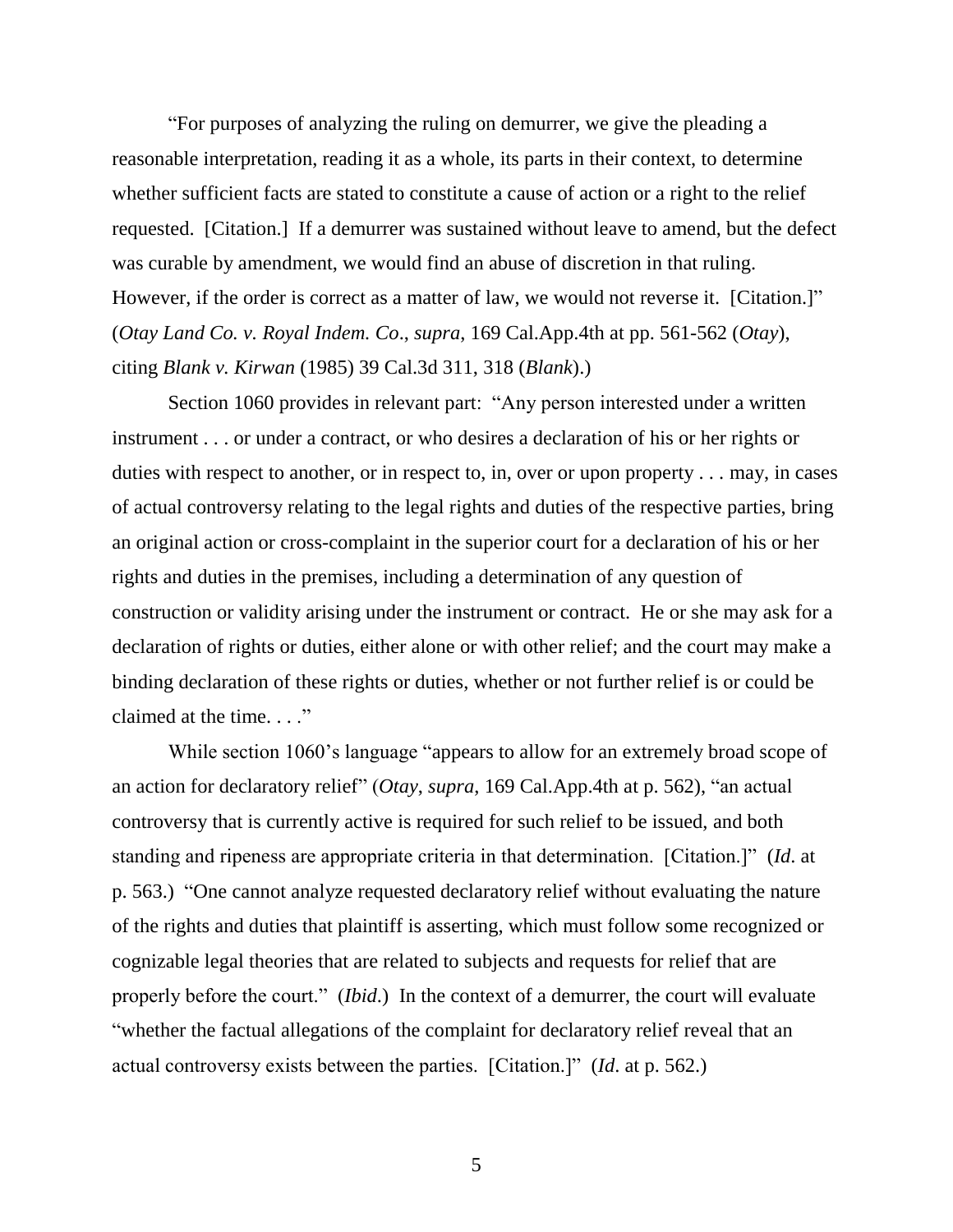"For purposes of analyzing the ruling on demurrer, we give the pleading a reasonable interpretation, reading it as a whole, its parts in their context, to determine whether sufficient facts are stated to constitute a cause of action or a right to the relief requested. [Citation.] If a demurrer was sustained without leave to amend, but the defect was curable by amendment, we would find an abuse of discretion in that ruling. However, if the order is correct as a matter of law, we would not reverse it. [Citation.]" (*Otay Land Co. v. Royal Indem. Co*., *supra*, 169 Cal.App.4th at pp. 561-562 (*Otay*), citing *Blank v. Kirwan* (1985) 39 Cal.3d 311, 318 (*Blank*).)

Section 1060 provides in relevant part: "Any person interested under a written instrument . . . or under a contract, or who desires a declaration of his or her rights or duties with respect to another, or in respect to, in, over or upon property . . . may, in cases of actual controversy relating to the legal rights and duties of the respective parties, bring an original action or cross-complaint in the superior court for a declaration of his or her rights and duties in the premises, including a determination of any question of construction or validity arising under the instrument or contract. He or she may ask for a declaration of rights or duties, either alone or with other relief; and the court may make a binding declaration of these rights or duties, whether or not further relief is or could be claimed at the time. . . ."

While section 1060's language "appears to allow for an extremely broad scope of an action for declaratory relief" (*Otay*, *supra*, 169 Cal.App.4th at p. 562), "an actual controversy that is currently active is required for such relief to be issued, and both standing and ripeness are appropriate criteria in that determination. [Citation.]" (*Id*. at p. 563.) "One cannot analyze requested declaratory relief without evaluating the nature of the rights and duties that plaintiff is asserting, which must follow some recognized or cognizable legal theories that are related to subjects and requests for relief that are properly before the court." (*Ibid*.) In the context of a demurrer, the court will evaluate "whether the factual allegations of the complaint for declaratory relief reveal that an actual controversy exists between the parties. [Citation.]" (*Id*. at p. 562.)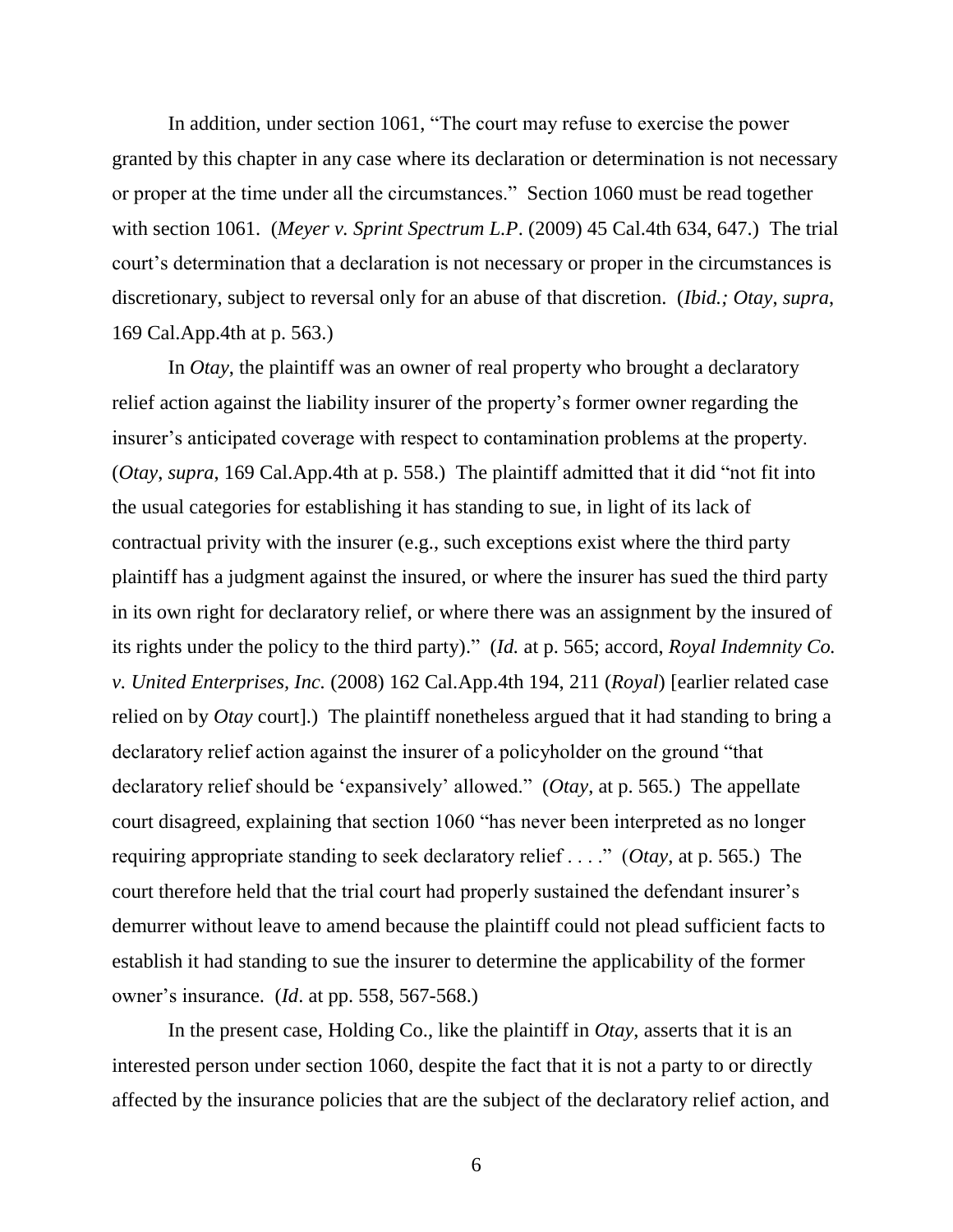In addition, under section 1061, "The court may refuse to exercise the power granted by this chapter in any case where its declaration or determination is not necessary or proper at the time under all the circumstances." Section 1060 must be read together with section 1061. (*Meyer v. Sprint Spectrum L.P*. (2009) 45 Cal.4th 634, 647.) The trial court's determination that a declaration is not necessary or proper in the circumstances is discretionary, subject to reversal only for an abuse of that discretion. (*Ibid.; Otay*, *supra*, 169 Cal.App.4th at p. 563.)

In *Otay*, the plaintiff was an owner of real property who brought a declaratory relief action against the liability insurer of the property's former owner regarding the insurer's anticipated coverage with respect to contamination problems at the property. (*Otay*, *supra*, 169 Cal.App.4th at p. 558.) The plaintiff admitted that it did "not fit into the usual categories for establishing it has standing to sue, in light of its lack of contractual privity with the insurer (e.g., such exceptions exist where the third party plaintiff has a judgment against the insured, or where the insurer has sued the third party in its own right for declaratory relief, or where there was an assignment by the insured of its rights under the policy to the third party)." (*Id.* at p. 565; accord, *Royal Indemnity Co. v. United Enterprises, Inc.* (2008) 162 Cal.App.4th 194, 211 (*Royal*) [earlier related case relied on by *Otay* court].) The plaintiff nonetheless argued that it had standing to bring a declaratory relief action against the insurer of a policyholder on the ground "that declaratory relief should be 'expansively' allowed." (*Otay*, at p. 565.) The appellate court disagreed, explaining that section 1060 "has never been interpreted as no longer requiring appropriate standing to seek declaratory relief . . . ." (*Otay*, at p. 565.) The court therefore held that the trial court had properly sustained the defendant insurer's demurrer without leave to amend because the plaintiff could not plead sufficient facts to establish it had standing to sue the insurer to determine the applicability of the former owner's insurance. (*Id*. at pp. 558, 567-568.)

In the present case, Holding Co., like the plaintiff in *Otay*, asserts that it is an interested person under section 1060, despite the fact that it is not a party to or directly affected by the insurance policies that are the subject of the declaratory relief action, and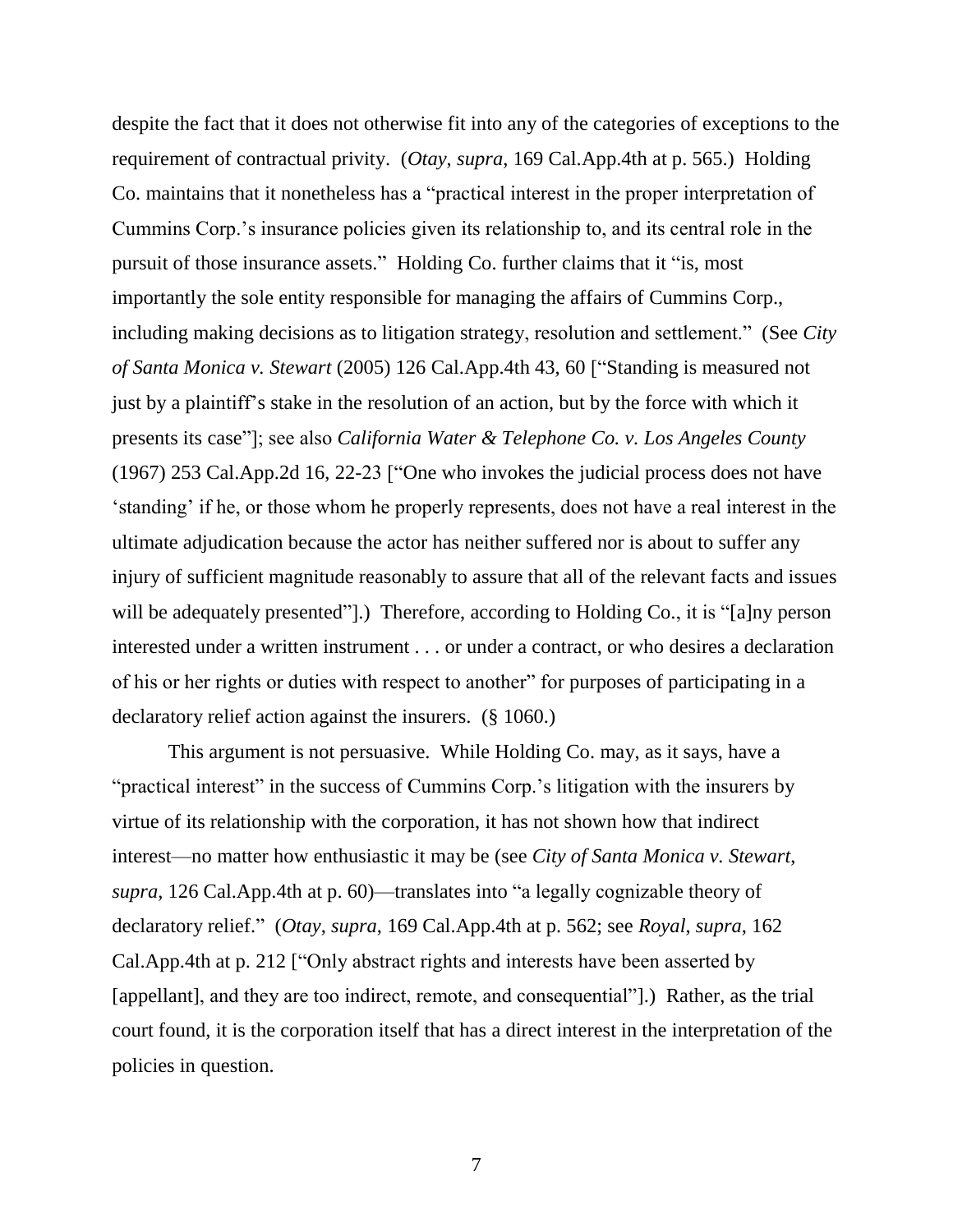despite the fact that it does not otherwise fit into any of the categories of exceptions to the requirement of contractual privity. (*Otay*, *supra*, 169 Cal.App.4th at p. 565.) Holding Co. maintains that it nonetheless has a "practical interest in the proper interpretation of Cummins Corp.'s insurance policies given its relationship to, and its central role in the pursuit of those insurance assets." Holding Co. further claims that it "is, most importantly the sole entity responsible for managing the affairs of Cummins Corp., including making decisions as to litigation strategy, resolution and settlement." (See *City of Santa Monica v. Stewart* (2005) 126 Cal.App.4th 43, 60 ["Standing is measured not just by a plaintiff's stake in the resolution of an action, but by the force with which it presents its case"]; see also *California Water & Telephone Co. v. Los Angeles County* (1967) 253 Cal.App.2d 16, 22-23 ["One who invokes the judicial process does not have 'standing' if he, or those whom he properly represents, does not have a real interest in the ultimate adjudication because the actor has neither suffered nor is about to suffer any injury of sufficient magnitude reasonably to assure that all of the relevant facts and issues will be adequately presented"].) Therefore, according to Holding Co., it is "[a]ny person interested under a written instrument . . . or under a contract, or who desires a declaration of his or her rights or duties with respect to another" for purposes of participating in a declaratory relief action against the insurers. (§ 1060.)

This argument is not persuasive. While Holding Co. may, as it says, have a "practical interest" in the success of Cummins Corp.'s litigation with the insurers by virtue of its relationship with the corporation, it has not shown how that indirect interest—no matter how enthusiastic it may be (see *City of Santa Monica v. Stewart*, *supra*, 126 Cal.App.4th at p. 60)—translates into "a legally cognizable theory of declaratory relief." (*Otay*, *supra*, 169 Cal.App.4th at p. 562; see *Royal*, *supra*, 162 Cal.App.4th at p. 212 ["Only abstract rights and interests have been asserted by [appellant], and they are too indirect, remote, and consequential"].) Rather, as the trial court found, it is the corporation itself that has a direct interest in the interpretation of the policies in question.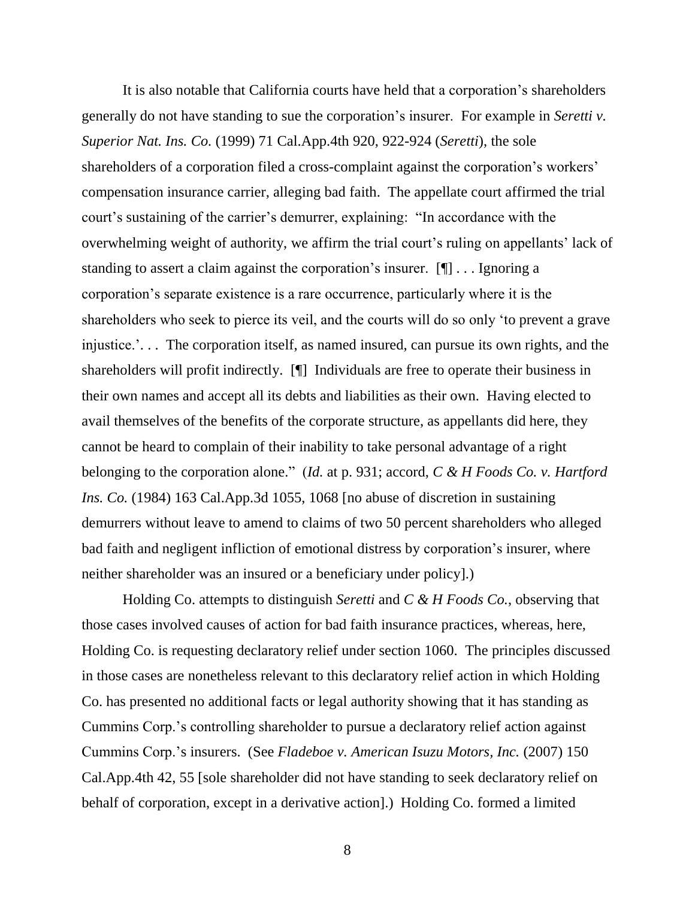It is also notable that California courts have held that a corporation's shareholders generally do not have standing to sue the corporation's insurer. For example in *Seretti v. Superior Nat. Ins. Co.* (1999) 71 Cal.App.4th 920, 922-924 (*Seretti*), the sole shareholders of a corporation filed a cross-complaint against the corporation's workers' compensation insurance carrier, alleging bad faith. The appellate court affirmed the trial court's sustaining of the carrier's demurrer, explaining: "In accordance with the overwhelming weight of authority, we affirm the trial court's ruling on appellants' lack of standing to assert a claim against the corporation's insurer. [¶] . . . Ignoring a corporation's separate existence is a rare occurrence, particularly where it is the shareholders who seek to pierce its veil, and the courts will do so only 'to prevent a grave injustice.'. . . The corporation itself, as named insured, can pursue its own rights, and the shareholders will profit indirectly. [¶] Individuals are free to operate their business in their own names and accept all its debts and liabilities as their own. Having elected to avail themselves of the benefits of the corporate structure, as appellants did here, they cannot be heard to complain of their inability to take personal advantage of a right belonging to the corporation alone." (*Id.* at p. 931; accord, *C & H Foods Co. v. Hartford Ins. Co.* (1984) 163 Cal.App.3d 1055, 1068 [no abuse of discretion in sustaining demurrers without leave to amend to claims of two 50 percent shareholders who alleged bad faith and negligent infliction of emotional distress by corporation's insurer, where neither shareholder was an insured or a beneficiary under policy].)

Holding Co. attempts to distinguish *Seretti* and *C & H Foods Co.*, observing that those cases involved causes of action for bad faith insurance practices, whereas, here, Holding Co. is requesting declaratory relief under section 1060. The principles discussed in those cases are nonetheless relevant to this declaratory relief action in which Holding Co. has presented no additional facts or legal authority showing that it has standing as Cummins Corp.'s controlling shareholder to pursue a declaratory relief action against Cummins Corp.'s insurers. (See *Fladeboe v. American Isuzu Motors, Inc.* (2007) 150 Cal.App.4th 42, 55 [sole shareholder did not have standing to seek declaratory relief on behalf of corporation, except in a derivative action].) Holding Co. formed a limited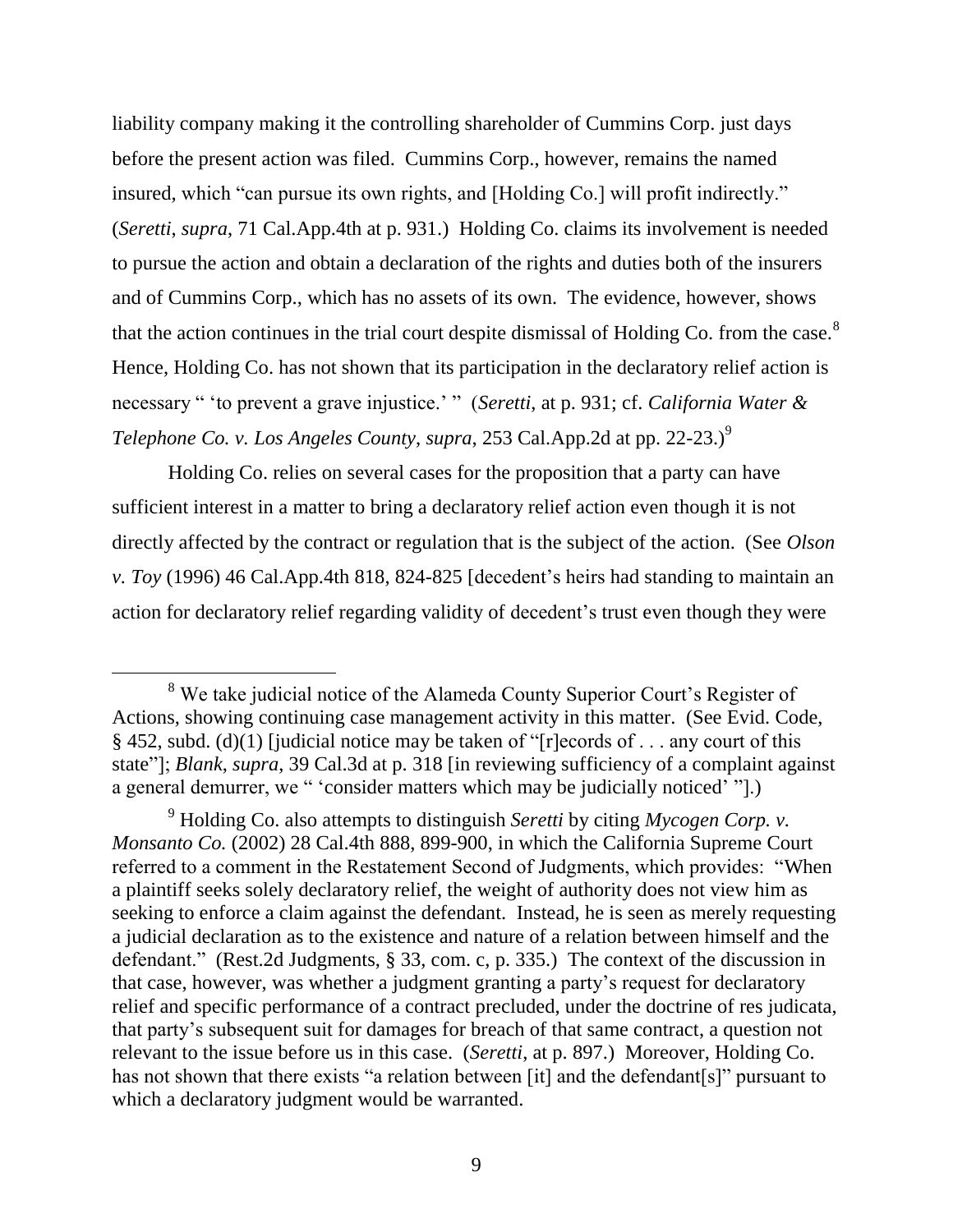liability company making it the controlling shareholder of Cummins Corp. just days before the present action was filed. Cummins Corp., however, remains the named insured, which "can pursue its own rights, and [Holding Co.] will profit indirectly." (*Seretti*, *supra*, 71 Cal.App.4th at p. 931.) Holding Co. claims its involvement is needed to pursue the action and obtain a declaration of the rights and duties both of the insurers and of Cummins Corp., which has no assets of its own. The evidence, however, shows that the action continues in the trial court despite dismissal of Holding Co. from the case.[8] Hence, Holding Co. has not shown that its participation in the declaratory relief action is necessary " 'to prevent a grave injustice.' " (*Seretti*, at p. 931; cf. *California Water & Telephone Co. v. Los Angeles County*, *supra*, 253 Cal.App.2d at pp. 22-23.)[9]

Holding Co. relies on several cases for the proposition that a party can have sufficient interest in a matter to bring a declaratory relief action even though it is not directly affected by the contract or regulation that is the subject of the action. (See *Olson v. Toy* (1996) 46 Cal.App.4th 818, 824-825 [decedent's heirs had standing to maintain an action for declaratory relief regarding validity of decedent's trust even though they were

---

[8] We take judicial notice of the Alameda County Superior Court's Register of Actions, showing continuing case management activity in this matter. (See Evid. Code, § 452, subd. (d)(1) [judicial notice may be taken of "[r]ecords of . . . any court of this state"]; *Blank*, *supra*, 39 Cal.3d at p. 318 [in reviewing sufficiency of a complaint against a general demurrer, we " 'consider matters which may be judicially noticed' "].)

[9] Holding Co. also attempts to distinguish *Seretti* by citing *Mycogen Corp. v. Monsanto Co.* (2002) 28 Cal.4th 888, 899-900, in which the California Supreme Court referred to a comment in the Restatement Second of Judgments, which provides: "When a plaintiff seeks solely declaratory relief, the weight of authority does not view him as seeking to enforce a claim against the defendant. Instead, he is seen as merely requesting a judicial declaration as to the existence and nature of a relation between himself and the defendant." (Rest.2d Judgments, § 33, com. c, p. 335.) The context of the discussion in that case, however, was whether a judgment granting a party's request for declaratory relief and specific performance of a contract precluded, under the doctrine of res judicata, that party's subsequent suit for damages for breach of that same contract, a question not relevant to the issue before us in this case. (*Seretti*, at p. 897.) Moreover, Holding Co. has not shown that there exists "a relation between [it] and the defendant[s]" pursuant to which a declaratory judgment would be warranted.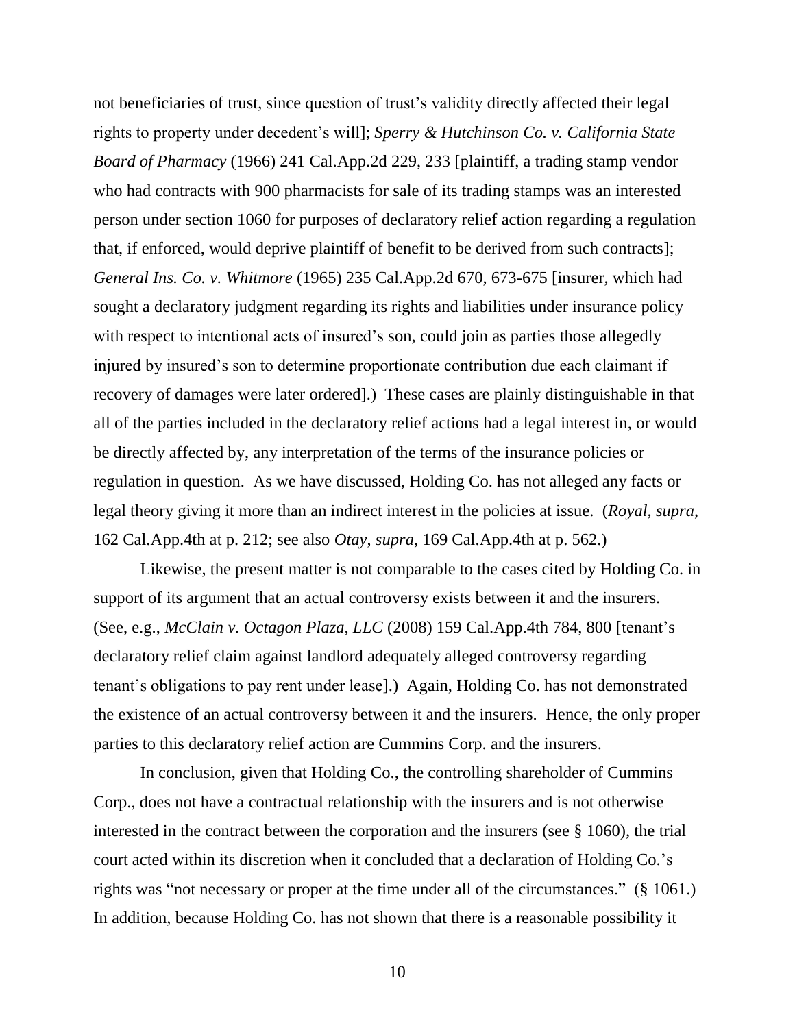not beneficiaries of trust, since question of trust's validity directly affected their legal rights to property under decedent's will]; *Sperry & Hutchinson Co. v. California State Board of Pharmacy* (1966) 241 Cal.App.2d 229, 233 [plaintiff, a trading stamp vendor who had contracts with 900 pharmacists for sale of its trading stamps was an interested person under section 1060 for purposes of declaratory relief action regarding a regulation that, if enforced, would deprive plaintiff of benefit to be derived from such contracts]; *General Ins. Co. v. Whitmore* (1965) 235 Cal.App.2d 670, 673-675 [insurer, which had sought a declaratory judgment regarding its rights and liabilities under insurance policy with respect to intentional acts of insured's son, could join as parties those allegedly injured by insured's son to determine proportionate contribution due each claimant if recovery of damages were later ordered].) These cases are plainly distinguishable in that all of the parties included in the declaratory relief actions had a legal interest in, or would be directly affected by, any interpretation of the terms of the insurance policies or regulation in question. As we have discussed, Holding Co. has not alleged any facts or legal theory giving it more than an indirect interest in the policies at issue. (*Royal*, *supra*, 162 Cal.App.4th at p. 212; see also *Otay*, *supra*, 169 Cal.App.4th at p. 562.)

Likewise, the present matter is not comparable to the cases cited by Holding Co. in support of its argument that an actual controversy exists between it and the insurers. (See, e.g., *McClain v. Octagon Plaza, LLC* (2008) 159 Cal.App.4th 784, 800 [tenant's declaratory relief claim against landlord adequately alleged controversy regarding tenant's obligations to pay rent under lease].) Again, Holding Co. has not demonstrated the existence of an actual controversy between it and the insurers. Hence, the only proper parties to this declaratory relief action are Cummins Corp. and the insurers.

In conclusion, given that Holding Co., the controlling shareholder of Cummins Corp., does not have a contractual relationship with the insurers and is not otherwise interested in the contract between the corporation and the insurers (see § 1060), the trial court acted within its discretion when it concluded that a declaration of Holding Co.'s rights was "not necessary or proper at the time under all of the circumstances." (§ 1061.) In addition, because Holding Co. has not shown that there is a reasonable possibility it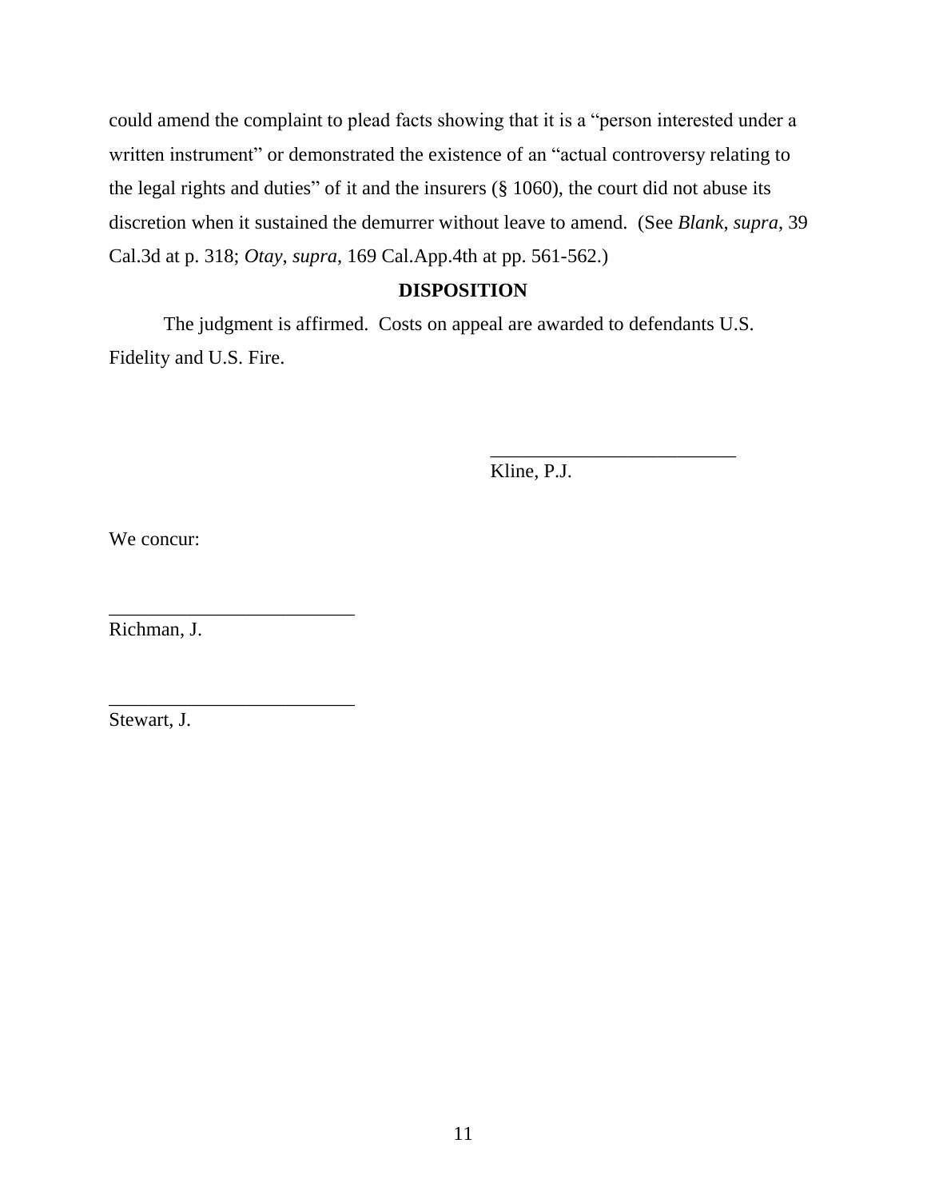could amend the complaint to plead facts showing that it is a "person interested under a written instrument" or demonstrated the existence of an "actual controversy relating to the legal rights and duties" of it and the insurers (§ 1060), the court did not abuse its discretion when it sustained the demurrer without leave to amend. (See *Blank*, *supra*, 39 Cal.3d at p. 318; *Otay*, *supra*, 169 Cal.App.4th at pp. 561-562.)

**DISPOSITION**

The judgment is affirmed. Costs on appeal are awarded to defendants U.S. Fidelity and U.S. Fire.

_________________________
Kline, P.J.

We concur:

_________________________
Richman, J.

_________________________
Stewart, J.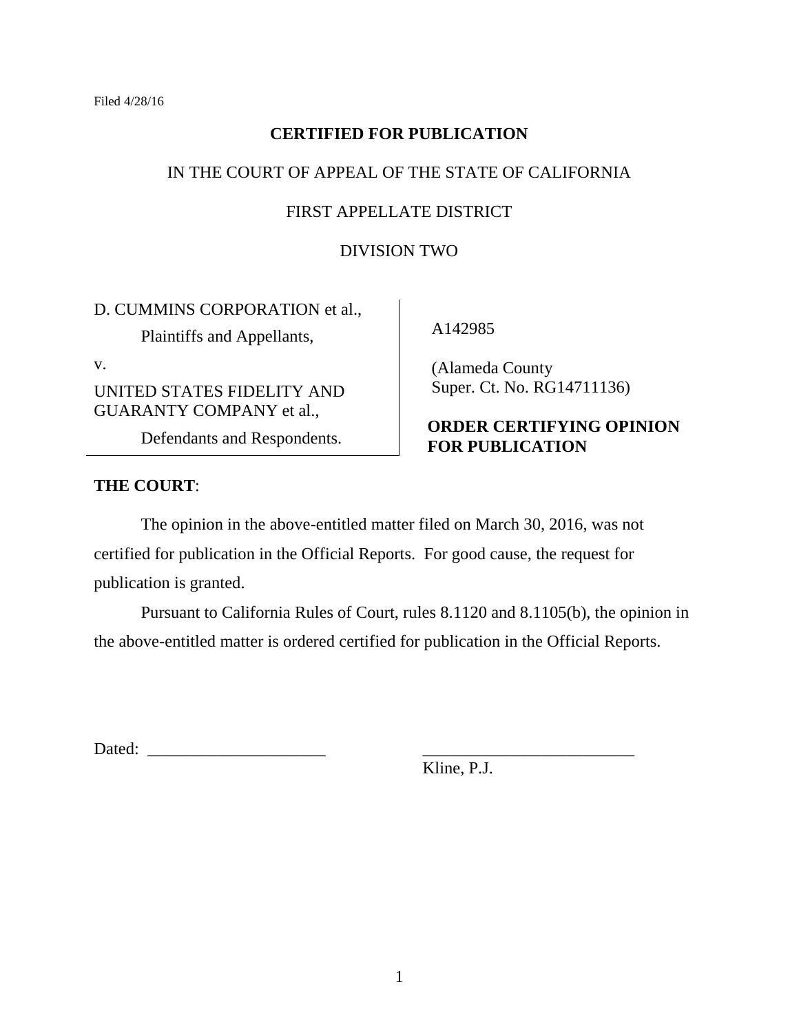Filed 4/28/16

**CERTIFIED FOR PUBLICATION**

IN THE COURT OF APPEAL OF THE STATE OF CALIFORNIA

FIRST APPELLATE DISTRICT

DIVISION TWO

D. CUMMINS CORPORATION et al.,

Plaintiffs and Appellants,

v.

UNITED STATES FIDELITY AND GUARANTY COMPANY et al.,

Defendants and Respondents.

A142985

(Alameda County Super. Ct. No. RG14711136)

**ORDER CERTIFYING OPINION FOR PUBLICATION**

**THE COURT**:

The opinion in the above-entitled matter filed on March 30, 2016, was not certified for publication in the Official Reports. For good cause, the request for publication is granted.

Pursuant to California Rules of Court, rules 8.1120 and 8.1105(b), the opinion in the above-entitled matter is ordered certified for publication in the Official Reports.

Dated: _____________________ _________________________
Kline, P.J.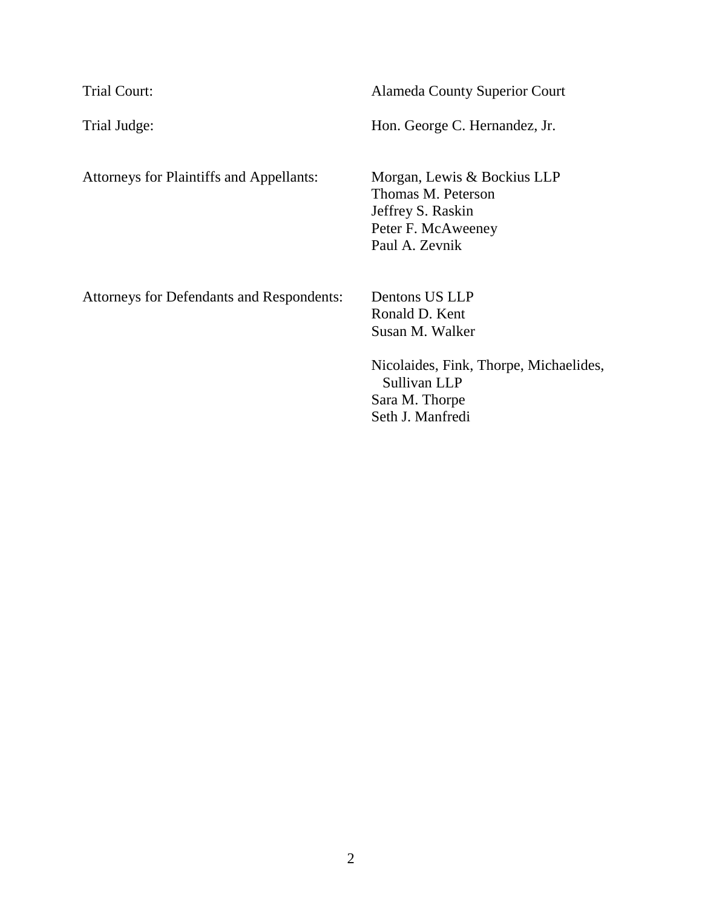| | |
|---|---|
| Trial Court: | Alameda County Superior Court |
| Trial Judge: | Hon. George C. Hernandez, Jr. |
| Attorneys for Plaintiffs and Appellants: | Morgan, Lewis & Bockius LLP<br>Thomas M. Peterson<br>Jeffrey S. Raskin<br>Peter F. McAweeney<br>Paul A. Zevnik |
| Attorneys for Defendants and Respondents: | Dentons US LLP<br>Ronald D. Kent<br>Susan M. Walker<br><br>Nicolaides, Fink, Thorpe, Michaelides, Sullivan LLP<br>Sara M. Thorpe<br>Seth J. Manfredi |